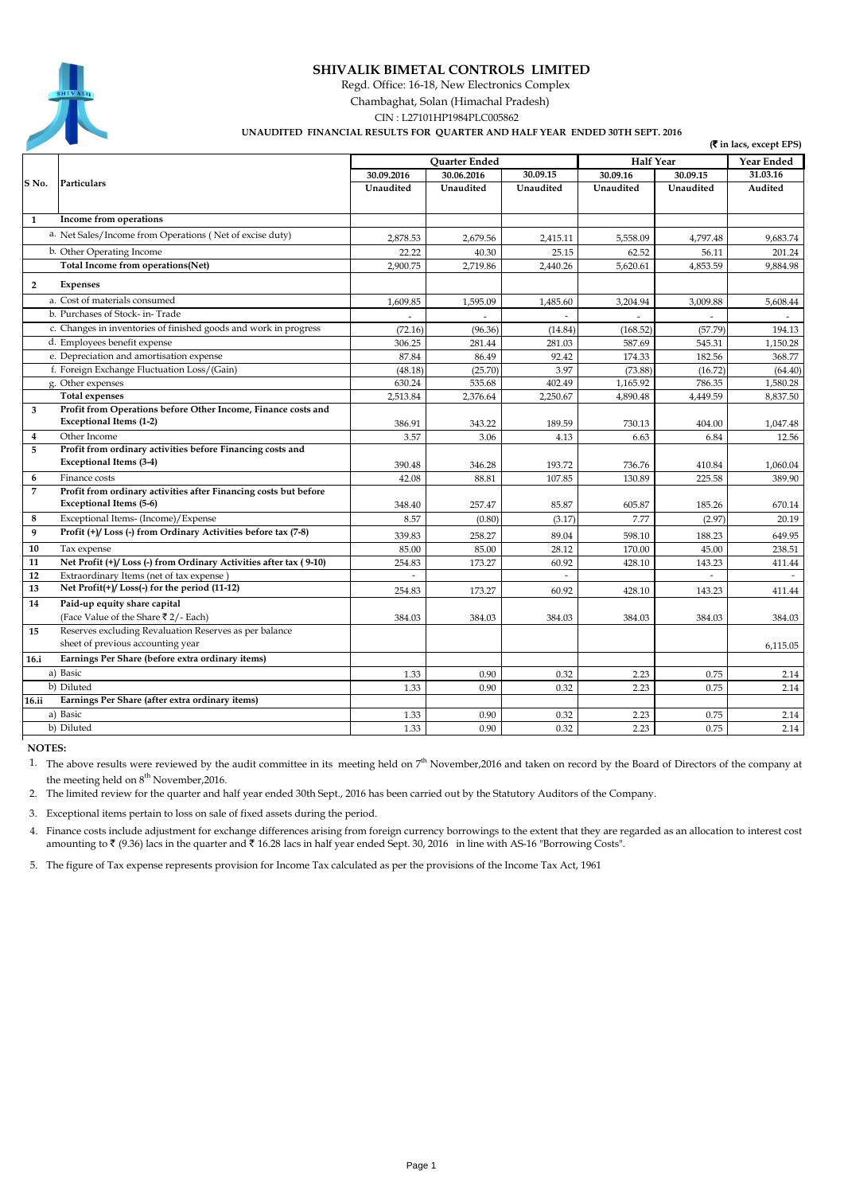# SHIVALIK BIMETAL CONTROLS LIMITED

Regd. Office: 16-18, New Electronics Complex

Chambaghat, Solan (Himachal Pradesh)

CIN : L27101HP1984PLC005862

**UNAUDITED FINANCIAL RESULTS FOR QUARTER AND HALF YEAR ENDED 30TH SEPT. 2016**

**(₹ in lacs, except EPS)**

| S No. | Particulars | Quarter Ended | | | Half Year | | Year Ended |
|---|---|---|---|---|---|---|---|
| | | 30.09.2016 | 30.06.2016 | 30.09.15 | 30.09.16 | 30.09.15 | 31.03.16 |
| | | Unaudited | Unaudited | Unaudited | Unaudited | Unaudited | Audited |
| **1** | **Income from operations** | | | | | | |
| | a. Net Sales/Income from Operations ( Net of excise duty) | 2,878.53 | 2,679.56 | 2,415.11 | 5,558.09 | 4,797.48 | 9,683.74 |
| | b. Other Operating Income | 22.22 | 40.30 | 25.15 | 62.52 | 56.11 | 201.24 |
| | **Total Income from operations(Net)** | 2,900.75 | 2,719.86 | 2,440.26 | 5,620.61 | 4,853.59 | 9,884.98 |
| **2** | **Expenses** | | | | | | |
| | a. Cost of materials consumed | 1,609.85 | 1,595.09 | 1,485.60 | 3,204.94 | 3,009.88 | 5,608.44 |
| | b. Purchases of Stock- in- Trade | - | - | - | - | - | - |
| | c. Changes in inventories of finished goods and work in progress | (72.16) | (96.36) | (14.84) | (168.52) | (57.79) | 194.13 |
| | d. Employees benefit expense | 306.25 | 281.44 | 281.03 | 587.69 | 545.31 | 1,150.28 |
| | e. Depreciation and amortisation expense | 87.84 | 86.49 | 92.42 | 174.33 | 182.56 | 368.77 |
| | f. Foreign Exchange Fluctuation Loss/(Gain) | (48.18) | (25.70) | 3.97 | (73.88) | (16.72) | (64.40) |
| | g. Other expenses | 630.24 | 535.68 | 402.49 | 1,165.92 | 786.35 | 1,580.28 |
| | **Total expenses** | 2,513.84 | 2,376.64 | 2,250.67 | 4,890.48 | 4,449.59 | 8,837.50 |
| **3** | **Profit from Operations before Other Income, Finance costs and Exceptional Items (1-2)** | 386.91 | 343.22 | 189.59 | 730.13 | 404.00 | 1,047.48 |
| **4** | Other Income | 3.57 | 3.06 | 4.13 | 6.63 | 6.84 | 12.56 |
| **5** | **Profit from ordinary activities before Financing costs and Exceptional Items (3-4)** | 390.48 | 346.28 | 193.72 | 736.76 | 410.84 | 1,060.04 |
| **6** | Finance costs | 42.08 | 88.81 | 107.85 | 130.89 | 225.58 | 389.90 |
| **7** | **Profit from ordinary activities after Financing costs but before Exceptional Items (5-6)** | 348.40 | 257.47 | 85.87 | 605.87 | 185.26 | 670.14 |
| **8** | Exceptional Items- (Income)/Expense | 8.57 | (0.80) | (3.17) | 7.77 | (2.97) | 20.19 |
| **9** | **Profit (+)/ Loss (-) from Ordinary Activities before tax (7-8)** | 339.83 | 258.27 | 89.04 | 598.10 | 188.23 | 649.95 |
| **10** | Tax expense | 85.00 | 85.00 | 28.12 | 170.00 | 45.00 | 238.51 |
| **11** | **Net Profit (+)/ Loss (-) from Ordinary Activities after tax ( 9-10)** | 254.83 | 173.27 | 60.92 | 428.10 | 143.23 | 411.44 |
| **12** | Extraordinary Items (net of tax expense ) | - | | - | | - | - |
| **13** | **Net Profit(+)/ Loss(-) for the period (11-12)** | 254.83 | 173.27 | 60.92 | 428.10 | 143.23 | 411.44 |
| **14** | **Paid-up equity share capital** (Face Value of the Share ₹ 2/- Each) | 384.03 | 384.03 | 384.03 | 384.03 | 384.03 | 384.03 |
| **15** | Reserves excluding Revaluation Reserves as per balance sheet of previous accounting year | | | | | | 6,115.05 |
| **16.i** | **Earnings Per Share (before extra ordinary items)** | | | | | | |
| | a) Basic | 1.33 | 0.90 | 0.32 | 2.23 | 0.75 | 2.14 |
| | b) Diluted | 1.33 | 0.90 | 0.32 | 2.23 | 0.75 | 2.14 |
| **16.ii** | **Earnings Per Share (after extra ordinary items)** | | | | | | |
| | a) Basic | 1.33 | 0.90 | 0.32 | 2.23 | 0.75 | 2.14 |
| | b) Diluted | 1.33 | 0.90 | 0.32 | 2.23 | 0.75 | 2.14 |

**NOTES:**

1. The above results were reviewed by the audit committee in its meeting held on 7th November,2016 and taken on record by the Board of Directors of the company at the meeting held on 8th November,2016.
2. The limited review for the quarter and half year ended 30th Sept., 2016 has been carried out by the Statutory Auditors of the Company.
3. Exceptional items pertain to loss on sale of fixed assets during the period.
4. Finance costs include adjustment for exchange differences arising from foreign currency borrowings to the extent that they are regarded as an allocation to interest cost amounting to ₹ (9.36) lacs in the quarter and ₹ 16.28 lacs in half year ended Sept. 30, 2016 in line with AS-16 "Borrowing Costs".
5. The figure of Tax expense represents provision for Income Tax calculated as per the provisions of the Income Tax Act, 1961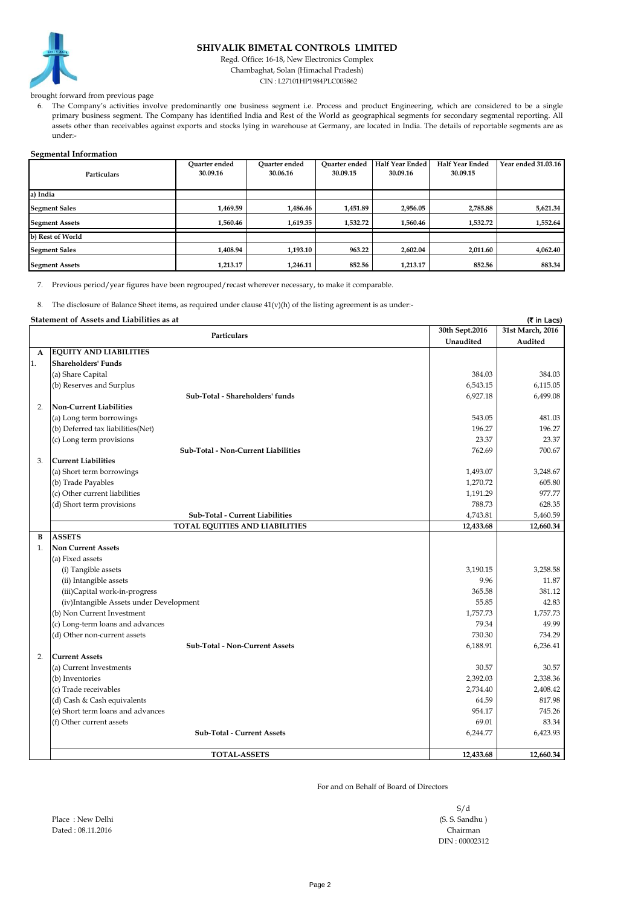# SHIVALIK BIMETAL CONTROLS LIMITED

Regd. Office: 16-18, New Electronics Complex
Chambaghat, Solan (Himachal Pradesh)
CIN : L27101HP1984PLC005862

brought forward from previous page

6. The Company's activities involve predominantly one business segment i.e. Process and product Engineering, which are considered to be a single primary business segment. The Company has identified India and Rest of the World as geographical segments for secondary segmental reporting. All assets other than receivables against exports and stocks lying in warehouse at Germany, are located in India. The details of reportable segments are as under:-

**Segmental Information**

| Particulars | Quarter ended 30.09.16 | Quarter ended 30.06.16 | Quarter ended 30.09.15 | Half Year Ended 30.09.16 | Half Year Ended 30.09.15 | Year ended 31.03.16 |
|---|---|---|---|---|---|---|
| **a) India** | | | | | | |
| **Segment Sales** | 1,469.59 | 1,486.46 | 1,451.89 | 2,956.05 | 2,785.88 | 5,621.34 |
| **Segment Assets** | 1,560.46 | 1,619.35 | 1,532.72 | 1,560.46 | 1,532.72 | 1,552.64 |
| **b) Rest of World** | | | | | | |
| **Segment Sales** | 1,408.94 | 1,193.10 | 963.22 | 2,602.04 | 2,011.60 | 4,062.40 |
| **Segment Assets** | 1,213.17 | 1,246.11 | 852.56 | 1,213.17 | 852.56 | 883.34 |

7. Previous period/year figures have been regrouped/recast wherever necessary, to make it comparable.

8. The disclosure of Balance Sheet items, as required under clause 41(v)(h) of the listing agreement is as under:-

**Statement of Assets and Liabilities as at** (₹ in Lacs)

| | Particulars | 30th Sept.2016 Unaudited | 31st March, 2016 Audited |
|---|---|---|---|
| **A** | **EQUITY AND LIABILITIES** | | |
| 1. | **Shareholders' Funds** | | |
| | (a) Share Capital | 384.03 | 384.03 |
| | (b) Reserves and Surplus | 6,543.15 | 6,115.05 |
| | **Sub-Total - Shareholders' funds** | 6,927.18 | 6,499.08 |
| 2. | **Non-Current Liabilities** | | |
| | (a) Long term borrowings | 543.05 | 481.03 |
| | (b) Deferred tax liabilities(Net) | 196.27 | 196.27 |
| | (c) Long term provisions | 23.37 | 23.37 |
| | **Sub-Total - Non-Current Liabilities** | 762.69 | 700.67 |
| 3. | **Current Liabilities** | | |
| | (a) Short term borrowings | 1,493.07 | 3,248.67 |
| | (b) Trade Payables | 1,270.72 | 605.80 |
| | (c) Other current liabilities | 1,191.29 | 977.77 |
| | (d) Short term provisions | 788.73 | 628.35 |
| | **Sub-Total - Current Liabilities** | 4,743.81 | 5,460.59 |
| | **TOTAL EQUITIES AND LIABILITIES** | **12,433.68** | **12,660.34** |
| **B** | **ASSETS** | | |
| 1. | **Non Current Assets** | | |
| | (a) Fixed assets | | |
| | (i) Tangible assets | 3,190.15 | 3,258.58 |
| | (ii) Intangible assets | 9.96 | 11.87 |
| | (iii)Capital work-in-progress | 365.58 | 381.12 |
| | (iv)Intangible Assets under Development | 55.85 | 42.83 |
| | (b) Non Current Investment | 1,757.73 | 1,757.73 |
| | (c) Long-term loans and advances | 79.34 | 49.99 |
| | (d) Other non-current assets | 730.30 | 734.29 |
| | **Sub-Total - Non-Current Assets** | 6,188.91 | 6,236.41 |
| 2. | **Current Assets** | | |
| | (a) Current Investments | 30.57 | 30.57 |
| | (b) Inventories | 2,392.03 | 2,338.36 |
| | (c) Trade receivables | 2,734.40 | 2,408.42 |
| | (d) Cash & Cash equivalents | 64.59 | 817.98 |
| | (e) Short term loans and advances | 954.17 | 745.26 |
| | (f) Other current assets | 69.01 | 83.34 |
| | **Sub-Total - Current Assets** | 6,244.77 | 6,423.93 |
| | **TOTAL-ASSETS** | **12,433.68** | **12,660.34** |

For and on Behalf of Board of Directors

S/d
(S. S. Sandhu )
Chairman
DIN : 00002312

Place : New Delhi
Dated : 08.11.2016